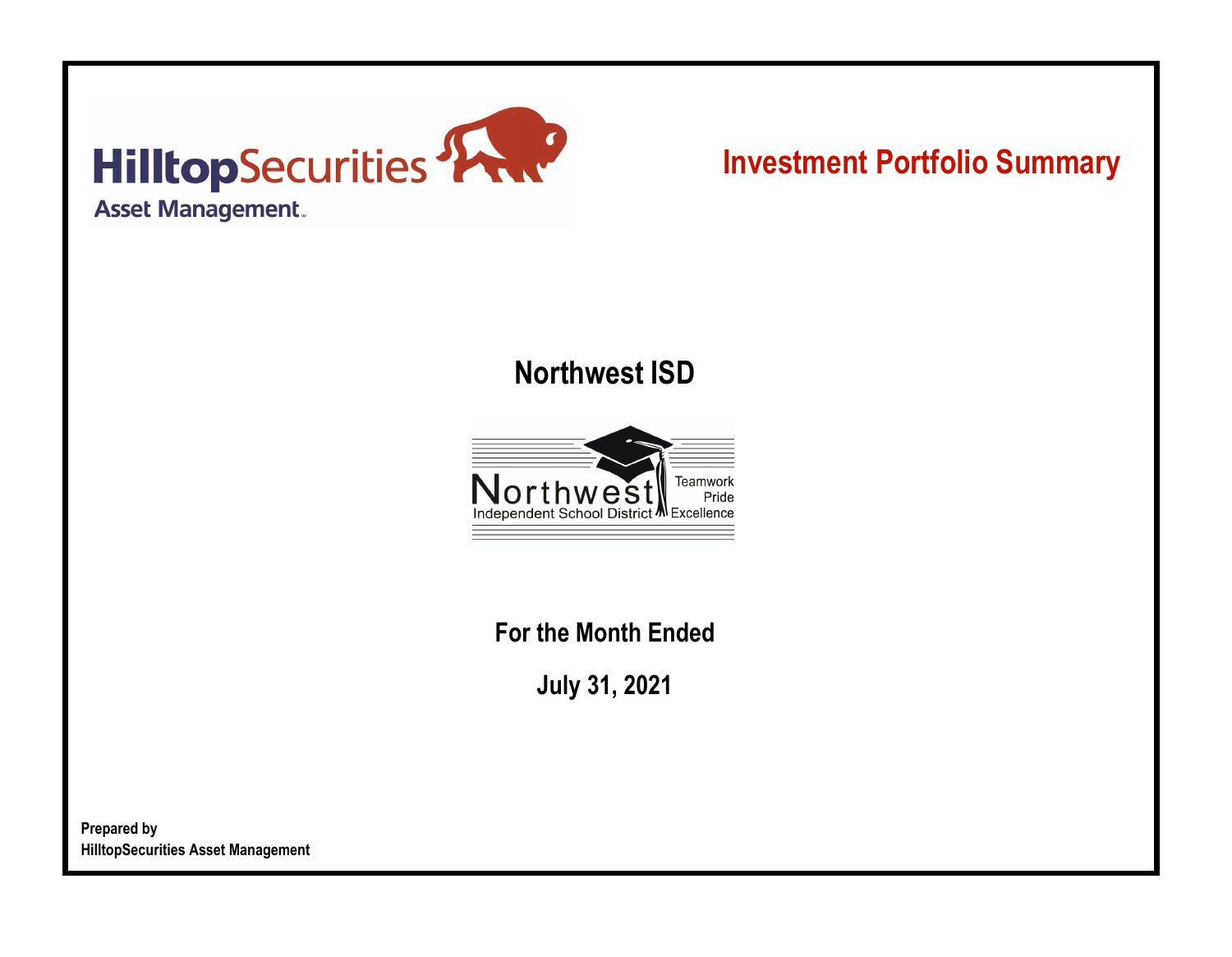HilltopSecurities
Asset Management

# Investment Portfolio Summary

## Northwest ISD

Northwest
Independent School District

Teamwork
Pride
Excellence

**For the Month Ended**

**July 31, 2021**

**Prepared by**
**HilltopSecurities Asset Management**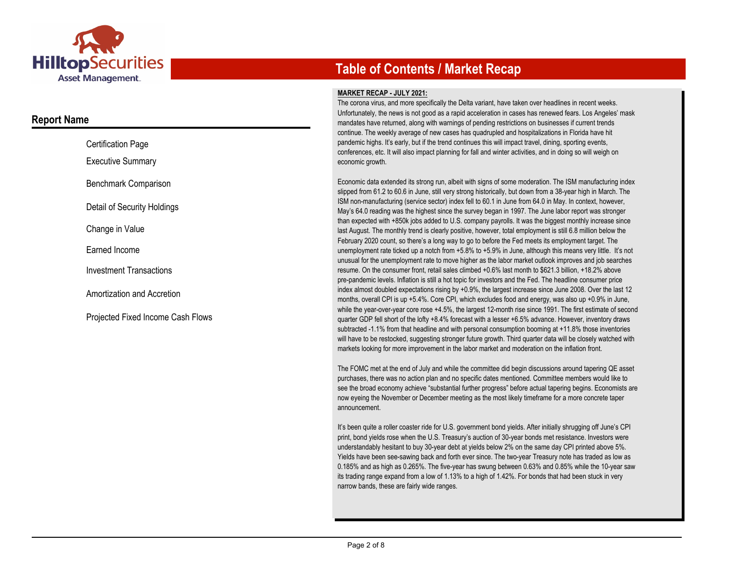# Table of Contents / Market Recap

## Report Name

- Certification Page
- Executive Summary
- Benchmark Comparison
- Detail of Security Holdings
- Change in Value
- Earned Income
- Investment Transactions
- Amortization and Accretion
- Projected Fixed Income Cash Flows

**MARKET RECAP - JULY 2021:**

The corona virus, and more specifically the Delta variant, have taken over headlines in recent weeks. Unfortunately, the news is not good as a rapid acceleration in cases has renewed fears. Los Angeles' mask mandates have returned, along with warnings of pending restrictions on businesses if current trends continue. The weekly average of new cases has quadrupled and hospitalizations in Florida have hit pandemic highs. It's early, but if the trend continues this will impact travel, dining, sporting events, conferences, etc. It will also impact planning for fall and winter activities, and in doing so will weigh on economic growth.

Economic data extended its strong run, albeit with signs of some moderation. The ISM manufacturing index slipped from 61.2 to 60.6 in June, still very strong historically, but down from a 38-year high in March. The ISM non-manufacturing (service sector) index fell to 60.1 in June from 64.0 in May. In context, however, May's 64.0 reading was the highest since the survey began in 1997. The June labor report was stronger than expected with +850k jobs added to U.S. company payrolls. It was the biggest monthly increase since last August. The monthly trend is clearly positive, however, total employment is still 6.8 million below the February 2020 count, so there's a long way to go before the Fed meets its employment target. The unemployment rate ticked up a notch from +5.8% to +5.9% in June, although this means very little. It's not unusual for the unemployment rate to move higher as the labor market outlook improves and job searches resume. On the consumer front, retail sales climbed +0.6% last month to $621.3 billion, +18.2% above pre-pandemic levels. Inflation is still a hot topic for investors and the Fed. The headline consumer price index almost doubled expectations rising by +0.9%, the largest increase since June 2008. Over the last 12 months, overall CPI is up +5.4%. Core CPI, which excludes food and energy, was also up +0.9% in June, while the year-over-year core rose +4.5%, the largest 12-month rise since 1991. The first estimate of second quarter GDP fell short of the lofty +8.4% forecast with a lesser +6.5% advance. However, inventory draws subtracted -1.1% from that headline and with personal consumption booming at +11.8% those inventories will have to be restocked, suggesting stronger future growth. Third quarter data will be closely watched with markets looking for more improvement in the labor market and moderation on the inflation front.

The FOMC met at the end of July and while the committee did begin discussions around tapering QE asset purchases, there was no action plan and no specific dates mentioned. Committee members would like to see the broad economy achieve "substantial further progress" before actual tapering begins. Economists are now eyeing the November or December meeting as the most likely timeframe for a more concrete taper announcement.

It's been quite a roller coaster ride for U.S. government bond yields. After initially shrugging off June's CPI print, bond yields rose when the U.S. Treasury's auction of 30-year bonds met resistance. Investors were understandably hesitant to buy 30-year debt at yields below 2% on the same day CPI printed above 5%. Yields have been see-sawing back and forth ever since. The two-year Treasury note has traded as low as 0.185% and as high as 0.265%. The five-year has swung between 0.63% and 0.85% while the 10-year saw its trading range expand from a low of 1.13% to a high of 1.42%. For bonds that had been stuck in very narrow bands, these are fairly wide ranges.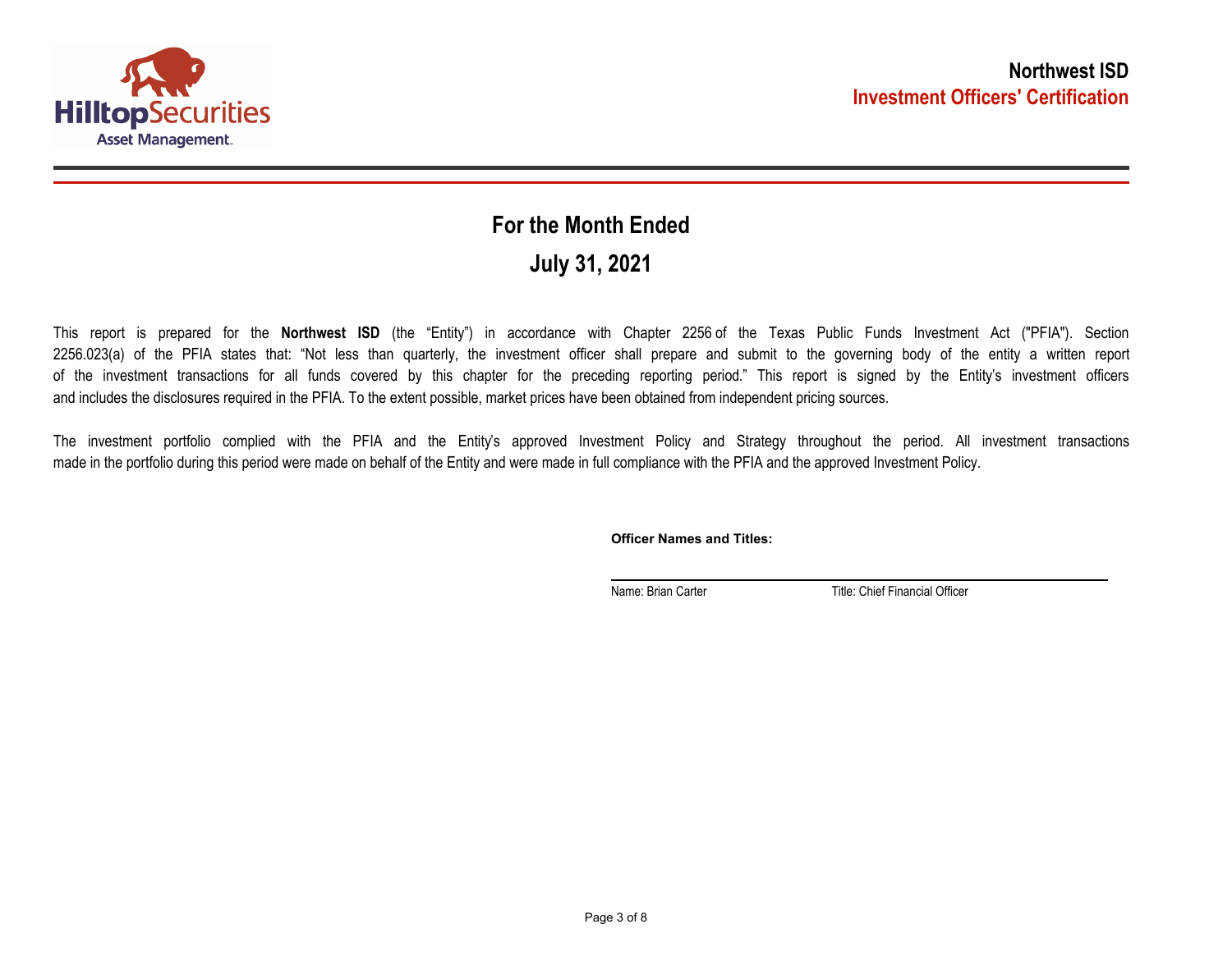**Northwest ISD**
**Investment Officers' Certification**

## For the Month Ended

## July 31, 2021

This report is prepared for the **Northwest ISD** (the "Entity") in accordance with Chapter 2256 of the Texas Public Funds Investment Act ("PFIA"). Section 2256.023(a) of the PFIA states that: "Not less than quarterly, the investment officer shall prepare and submit to the governing body of the entity a written report of the investment transactions for all funds covered by this chapter for the preceding reporting period." This report is signed by the Entity's investment officers and includes the disclosures required in the PFIA. To the extent possible, market prices have been obtained from independent pricing sources.

The investment portfolio complied with the PFIA and the Entity's approved Investment Policy and Strategy throughout the period. All investment transactions made in the portfolio during this period were made on behalf of the Entity and were made in full compliance with the PFIA and the approved Investment Policy.

**Officer Names and Titles:**

Name: Brian Carter    Title: Chief Financial Officer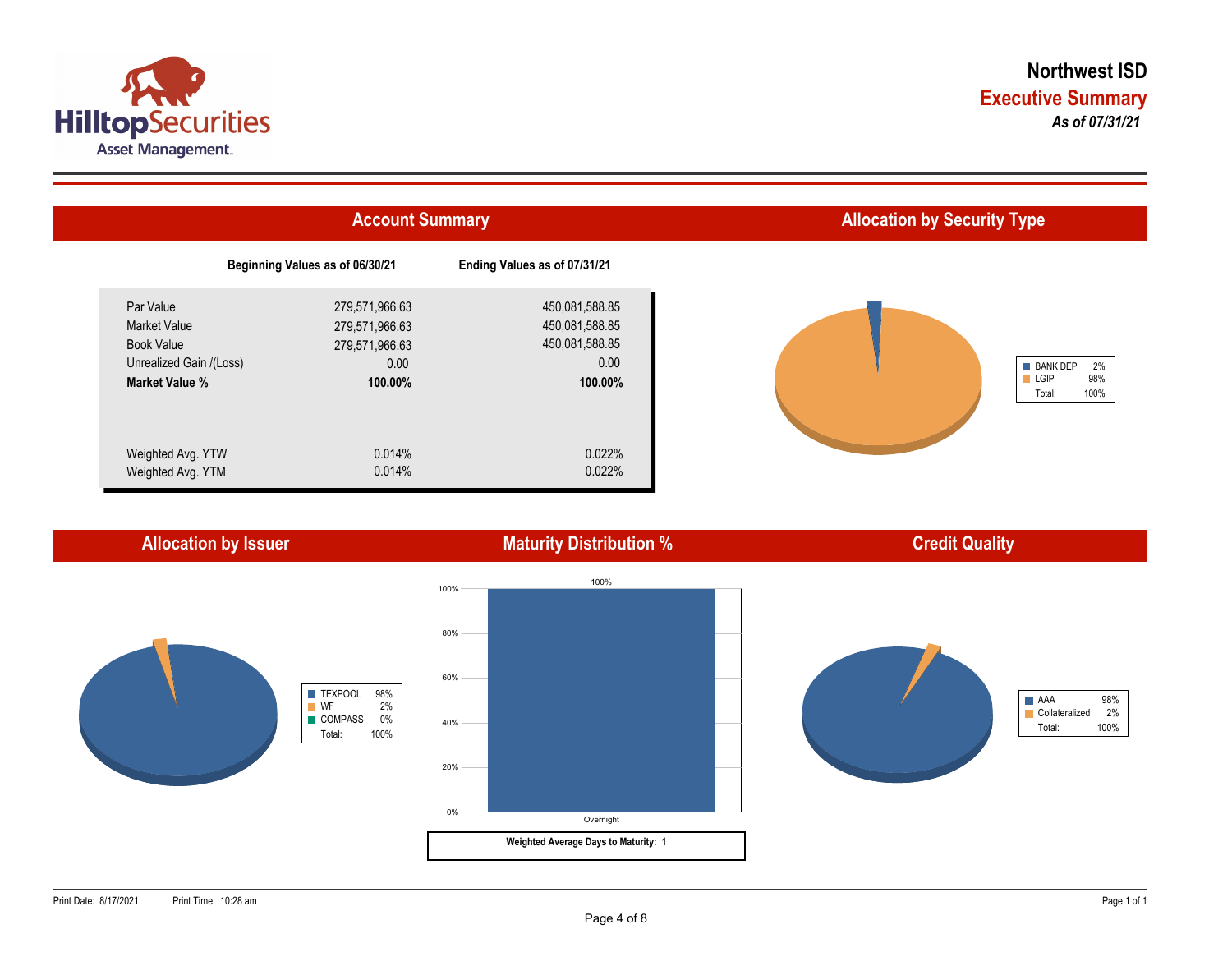HilltopSecurities
Asset Management

# Northwest ISD

## Executive Summary

*As of 07/31/21*

## Account Summary

| | Beginning Values as of 06/30/21 | Ending Values as of 07/31/21 |
|---|---|---|
| Par Value | 279,571,966.63 | 450,081,588.85 |
| Market Value | 279,571,966.63 | 450,081,588.85 |
| Book Value | 279,571,966.63 | 450,081,588.85 |
| Unrealized Gain /(Loss) | 0.00 | 0.00 |
| **Market Value %** | **100.00%** | **100.00%** |
| Weighted Avg. YTW | 0.014% | 0.022% |
| Weighted Avg. YTM | 0.014% | 0.022% |

## Allocation by Security Type

| | |
|---|---|
| BANK DEP | 2% |
| LGIP | 98% |
| Total: | 100% |

## Allocation by Issuer

| | |
|---|---|
| TEXPOOL | 98% |
| WF | 2% |
| COMPASS | 0% |
| Total: | 100% |

## Maturity Distribution %

| Maturity | % |
|---|---|
| Overnight | 100% |

**Weighted Average Days to Maturity: 1**

## Credit Quality

| | |
|---|---|
| AAA | 98% |
| Collateralized | 2% |
| Total: | 100% |

Print Date: 8/17/2021 Print Time: 10:28 am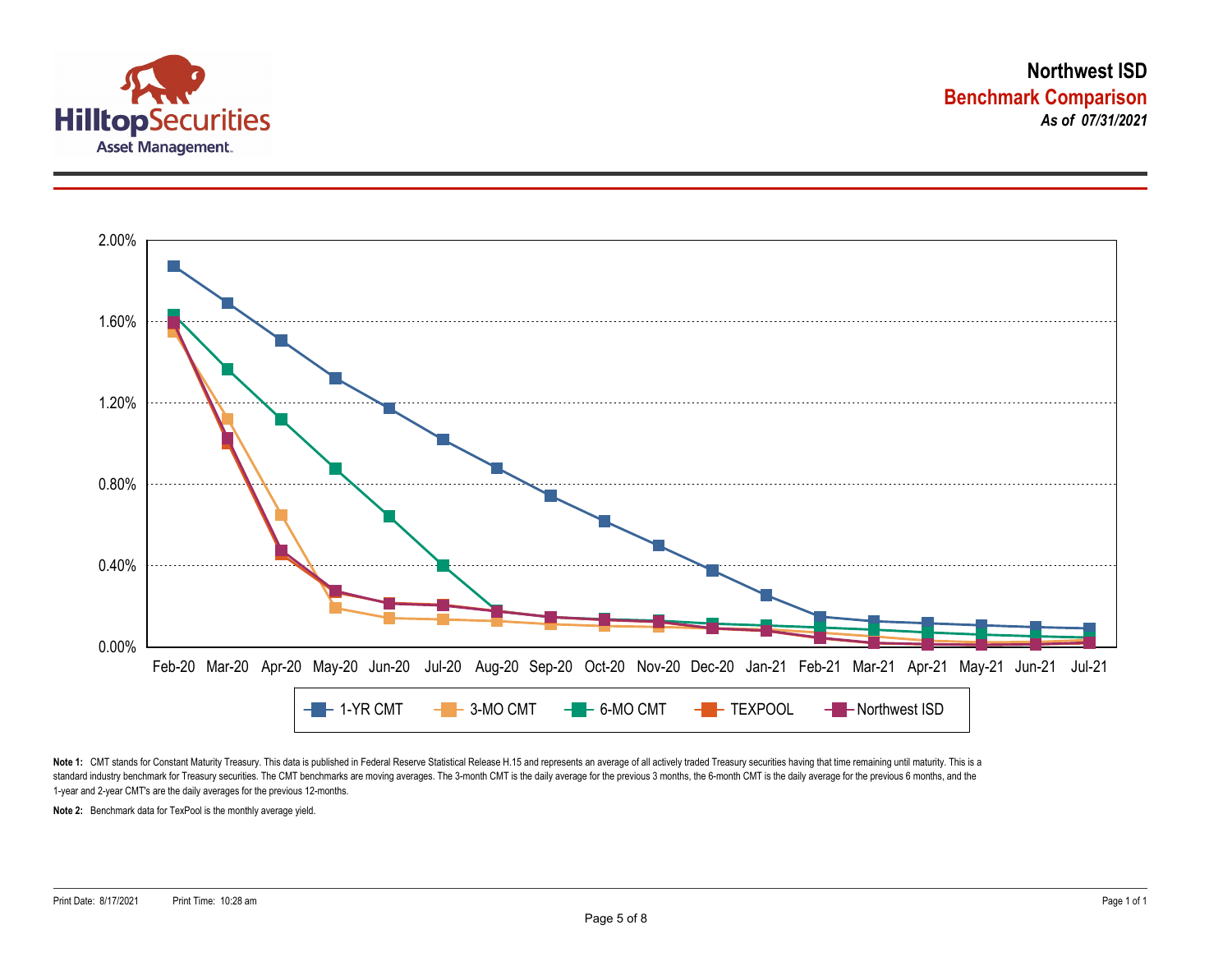# Northwest ISD

## Benchmark Comparison

***As of 07/31/2021***

2.00%
1.60%
1.20%
0.80%
0.40%
0.00%

Feb-20 Mar-20 Apr-20 May-20 Jun-20 Jul-20 Aug-20 Sep-20 Oct-20 Nov-20 Dec-20 Jan-21 Feb-21 Mar-21 Apr-21 May-21 Jun-21 Jul-21

1-YR CMT — 3-MO CMT — 6-MO CMT — TEXPOOL — Northwest ISD

**Note 1:** CMT stands for Constant Maturity Treasury. This data is published in Federal Reserve Statistical Release H.15 and represents an average of all actively traded Treasury securities having that time remaining until maturity. This is a standard industry benchmark for Treasury securities. The CMT benchmarks are moving averages. The 3-month CMT is the daily average for the previous 3 months, the 6-month CMT is the daily average for the previous 6 months, and the 1-year and 2-year CMT's are the daily averages for the previous 12-months.

**Note 2:** Benchmark data for TexPool is the monthly average yield.

Print Date: 8/17/2021 Print Time: 10:28 am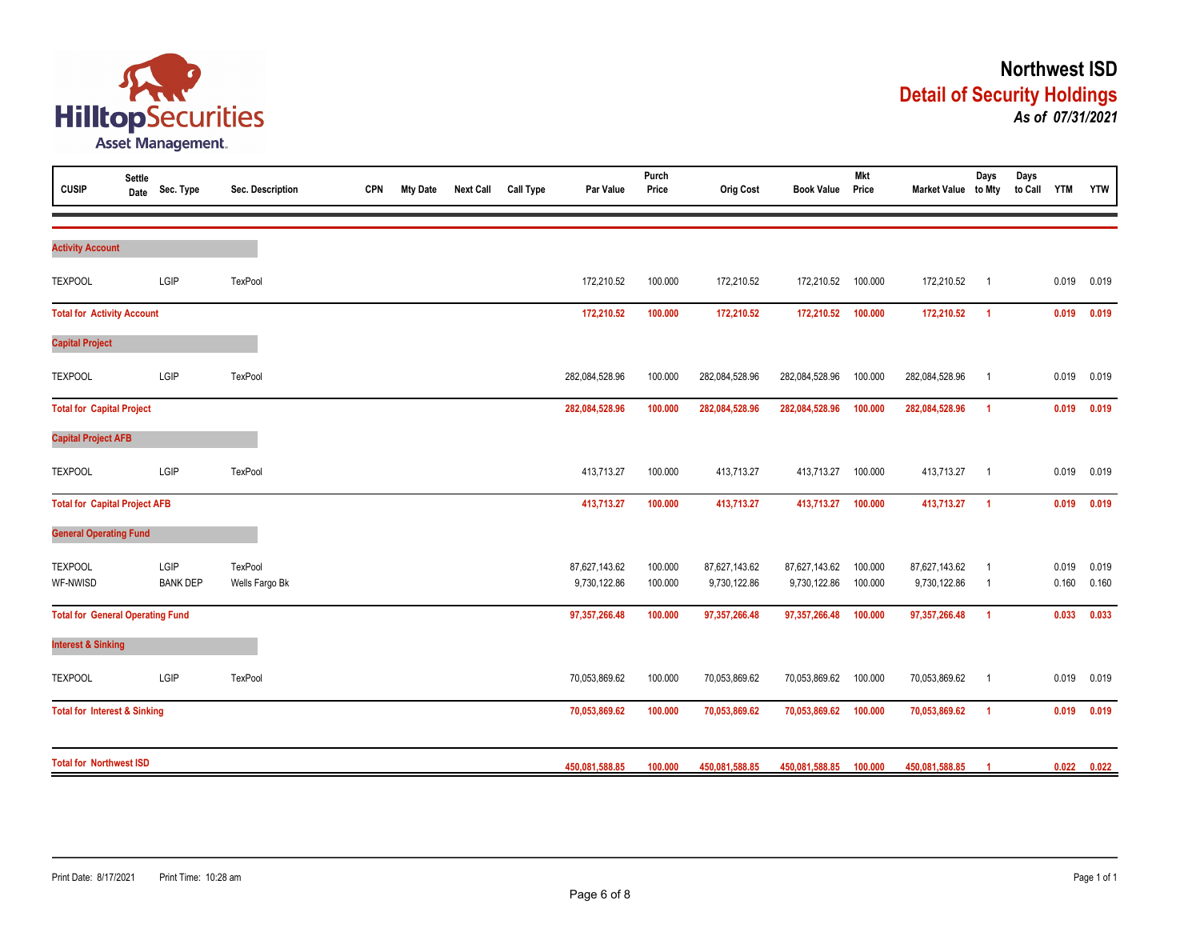# Northwest ISD

## Detail of Security Holdings

***As of 07/31/2021***

| CUSIP | Settle Date | Sec. Type | Sec. Description | CPN | Mty Date | Next Call | Call Type | Par Value | Purch Price | Orig Cost | Book Value | Mkt Price | Market Value | Days to Mty | Days to Call | YTM | YTW |
|---|---|---|---|---|---|---|---|---|---|---|---|---|---|---|---|---|---|
| **Activity Account** | | | | | | | | | | | | | | | | | |
| TEXPOOL | | LGIP | TexPool | | | | | 172,210.52 | 100.000 | 172,210.52 | 172,210.52 | 100.000 | 172,210.52 | 1 | | 0.019 | 0.019 |
| **Total for Activity Account** | | | | | | | | **172,210.52** | **100.000** | **172,210.52** | **172,210.52** | **100.000** | **172,210.52** | **1** | | **0.019** | **0.019** |
| **Capital Project** | | | | | | | | | | | | | | | | | |
| TEXPOOL | | LGIP | TexPool | | | | | 282,084,528.96 | 100.000 | 282,084,528.96 | 282,084,528.96 | 100.000 | 282,084,528.96 | 1 | | 0.019 | 0.019 |
| **Total for Capital Project** | | | | | | | | **282,084,528.96** | **100.000** | **282,084,528.96** | **282,084,528.96** | **100.000** | **282,084,528.96** | **1** | | **0.019** | **0.019** |
| **Capital Project AFB** | | | | | | | | | | | | | | | | | |
| TEXPOOL | | LGIP | TexPool | | | | | 413,713.27 | 100.000 | 413,713.27 | 413,713.27 | 100.000 | 413,713.27 | 1 | | 0.019 | 0.019 |
| **Total for Capital Project AFB** | | | | | | | | **413,713.27** | **100.000** | **413,713.27** | **413,713.27** | **100.000** | **413,713.27** | **1** | | **0.019** | **0.019** |
| **General Operating Fund** | | | | | | | | | | | | | | | | | |
| TEXPOOL | | LGIP | TexPool | | | | | 87,627,143.62 | 100.000 | 87,627,143.62 | 87,627,143.62 | 100.000 | 87,627,143.62 | 1 | | 0.019 | 0.019 |
| WF-NWISD | | BANK DEP | Wells Fargo Bk | | | | | 9,730,122.86 | 100.000 | 9,730,122.86 | 9,730,122.86 | 100.000 | 9,730,122.86 | 1 | | 0.160 | 0.160 |
| **Total for General Operating Fund** | | | | | | | | **97,357,266.48** | **100.000** | **97,357,266.48** | **97,357,266.48** | **100.000** | **97,357,266.48** | **1** | | **0.033** | **0.033** |
| **Interest & Sinking** | | | | | | | | | | | | | | | | | |
| TEXPOOL | | LGIP | TexPool | | | | | 70,053,869.62 | 100.000 | 70,053,869.62 | 70,053,869.62 | 100.000 | 70,053,869.62 | 1 | | 0.019 | 0.019 |
| **Total for Interest & Sinking** | | | | | | | | **70,053,869.62** | **100.000** | **70,053,869.62** | **70,053,869.62** | **100.000** | **70,053,869.62** | **1** | | **0.019** | **0.019** |
| **Total for Northwest ISD** | | | | | | | | **450,081,588.85** | **100.000** | **450,081,588.85** | **450,081,588.85** | **100.000** | **450,081,588.85** | **1** | | **0.022** | **0.022** |

Print Date: 8/17/2021 Print Time: 10:28 am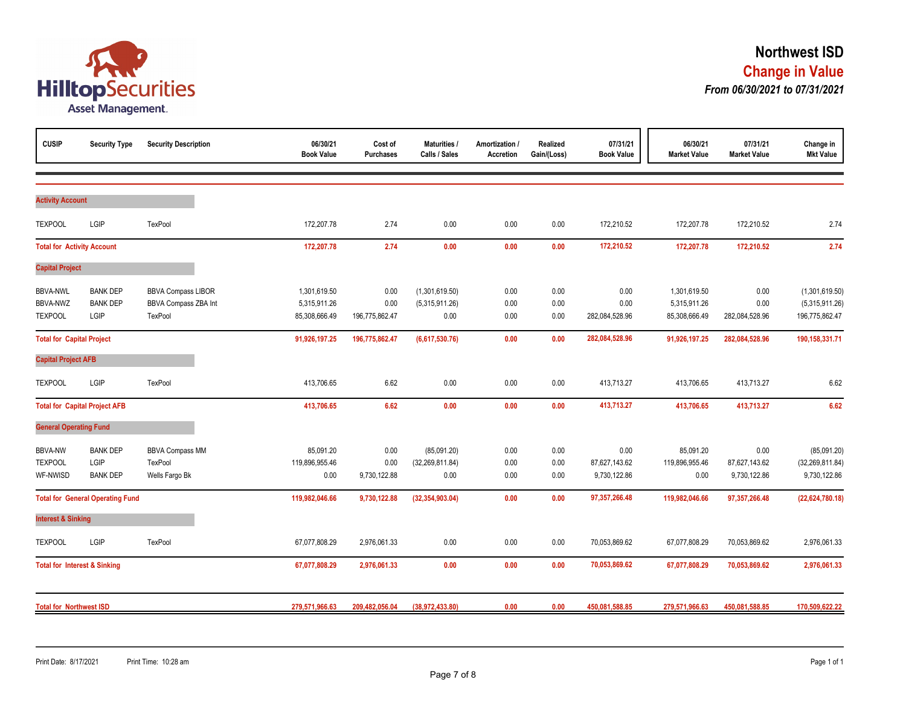# Northwest ISD

## Change in Value

*From 06/30/2021 to 07/31/2021*

| CUSIP | Security Type | Security Description | 06/30/21 Book Value | Cost of Purchases | Maturities / Calls / Sales | Amortization / Accretion | Realized Gain/(Loss) | 07/31/21 Book Value | 06/30/21 Market Value | 07/31/21 Market Value | Change in Mkt Value |
|---|---|---|---|---|---|---|---|---|---|---|---|
| **Activity Account** | | | | | | | | | | | |
| TEXPOOL | LGIP | TexPool | 172,207.78 | 2.74 | 0.00 | 0.00 | 0.00 | 172,210.52 | 172,207.78 | 172,210.52 | 2.74 |
| **Total for Activity Account** | | | **172,207.78** | **2.74** | **0.00** | **0.00** | **0.00** | **172,210.52** | **172,207.78** | **172,210.52** | **2.74** |
| **Capital Project** | | | | | | | | | | | |
| BBVA-NWL | BANK DEP | BBVA Compass LIBOR | 1,301,619.50 | 0.00 | (1,301,619.50) | 0.00 | 0.00 | 0.00 | 1,301,619.50 | 0.00 | (1,301,619.50) |
| BBVA-NWZ | BANK DEP | BBVA Compass ZBA Int | 5,315,911.26 | 0.00 | (5,315,911.26) | 0.00 | 0.00 | 0.00 | 5,315,911.26 | 0.00 | (5,315,911.26) |
| TEXPOOL | LGIP | TexPool | 85,308,666.49 | 196,775,862.47 | 0.00 | 0.00 | 0.00 | 282,084,528.96 | 85,308,666.49 | 282,084,528.96 | 196,775,862.47 |
| **Total for Capital Project** | | | **91,926,197.25** | **196,775,862.47** | **(6,617,530.76)** | **0.00** | **0.00** | **282,084,528.96** | **91,926,197.25** | **282,084,528.96** | **190,158,331.71** |
| **Capital Project AFB** | | | | | | | | | | | |
| TEXPOOL | LGIP | TexPool | 413,706.65 | 6.62 | 0.00 | 0.00 | 0.00 | 413,713.27 | 413,706.65 | 413,713.27 | 6.62 |
| **Total for Capital Project AFB** | | | **413,706.65** | **6.62** | **0.00** | **0.00** | **0.00** | **413,713.27** | **413,706.65** | **413,713.27** | **6.62** |
| **General Operating Fund** | | | | | | | | | | | |
| BBVA-NW | BANK DEP | BBVA Compass MM | 85,091.20 | 0.00 | (85,091.20) | 0.00 | 0.00 | 0.00 | 85,091.20 | 0.00 | (85,091.20) |
| TEXPOOL | LGIP | TexPool | 119,896,955.46 | 0.00 | (32,269,811.84) | 0.00 | 0.00 | 87,627,143.62 | 119,896,955.46 | 87,627,143.62 | (32,269,811.84) |
| WF-NWISD | BANK DEP | Wells Fargo Bk | 0.00 | 9,730,122.88 | 0.00 | 0.00 | 0.00 | 9,730,122.86 | 0.00 | 9,730,122.86 | 9,730,122.86 |
| **Total for General Operating Fund** | | | **119,982,046.66** | **9,730,122.88** | **(32,354,903.04)** | **0.00** | **0.00** | **97,357,266.48** | **119,982,046.66** | **97,357,266.48** | **(22,624,780.18)** |
| **Interest & Sinking** | | | | | | | | | | | |
| TEXPOOL | LGIP | TexPool | 67,077,808.29 | 2,976,061.33 | 0.00 | 0.00 | 0.00 | 70,053,869.62 | 67,077,808.29 | 70,053,869.62 | 2,976,061.33 |
| **Total for Interest & Sinking** | | | **67,077,808.29** | **2,976,061.33** | **0.00** | **0.00** | **0.00** | **70,053,869.62** | **67,077,808.29** | **70,053,869.62** | **2,976,061.33** |
| **Total for Northwest ISD** | | | **279,571,966.63** | **209,482,056.04** | **(38,972,433.80)** | **0.00** | **0.00** | **450,081,588.85** | **279,571,966.63** | **450,081,588.85** | **170,509,622.22** |

Print Date: 8/17/2021 Print Time: 10:28 am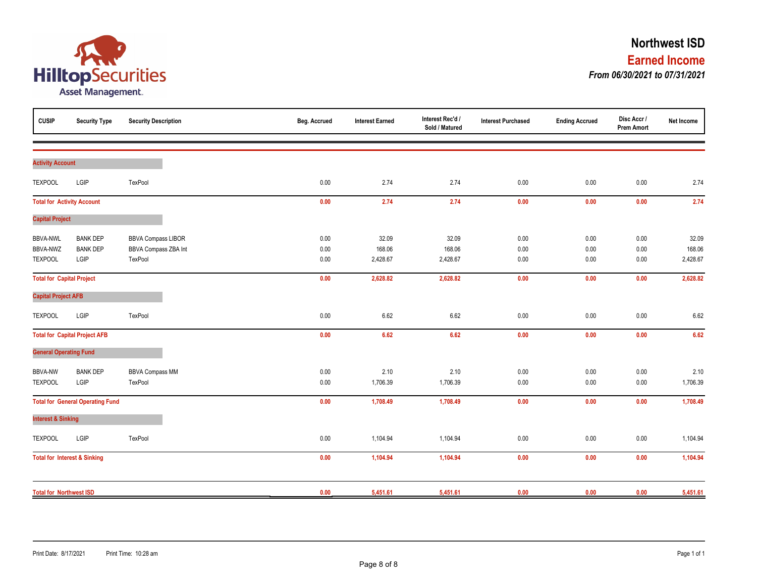HilltopSecurities Asset Management.

# Northwest ISD

## Earned Income

***From 06/30/2021 to 07/31/2021***

| CUSIP | Security Type | Security Description | Beg. Accrued | Interest Earned | Interest Rec'd / Sold / Matured | Interest Purchased | Ending Accrued | Disc Accr / Prem Amort | Net Income |
|---|---|---|---|---|---|---|---|---|---|
| **Activity Account** | | | | | | | | | |
| TEXPOOL | LGIP | TexPool | 0.00 | 2.74 | 2.74 | 0.00 | 0.00 | 0.00 | 2.74 |
| **Total for Activity Account** | | | **0.00** | **2.74** | **2.74** | **0.00** | **0.00** | **0.00** | **2.74** |
| **Capital Project** | | | | | | | | | |
| BBVA-NWL | BANK DEP | BBVA Compass LIBOR | 0.00 | 32.09 | 32.09 | 0.00 | 0.00 | 0.00 | 32.09 |
| BBVA-NWZ | BANK DEP | BBVA Compass ZBA Int | 0.00 | 168.06 | 168.06 | 0.00 | 0.00 | 0.00 | 168.06 |
| TEXPOOL | LGIP | TexPool | 0.00 | 2,428.67 | 2,428.67 | 0.00 | 0.00 | 0.00 | 2,428.67 |
| **Total for Capital Project** | | | **0.00** | **2,628.82** | **2,628.82** | **0.00** | **0.00** | **0.00** | **2,628.82** |
| **Capital Project AFB** | | | | | | | | | |
| TEXPOOL | LGIP | TexPool | 0.00 | 6.62 | 6.62 | 0.00 | 0.00 | 0.00 | 6.62 |
| **Total for Capital Project AFB** | | | **0.00** | **6.62** | **6.62** | **0.00** | **0.00** | **0.00** | **6.62** |
| **General Operating Fund** | | | | | | | | | |
| BBVA-NW | BANK DEP | BBVA Compass MM | 0.00 | 2.10 | 2.10 | 0.00 | 0.00 | 0.00 | 2.10 |
| TEXPOOL | LGIP | TexPool | 0.00 | 1,706.39 | 1,706.39 | 0.00 | 0.00 | 0.00 | 1,706.39 |
| **Total for General Operating Fund** | | | **0.00** | **1,708.49** | **1,708.49** | **0.00** | **0.00** | **0.00** | **1,708.49** |
| **Interest & Sinking** | | | | | | | | | |
| TEXPOOL | LGIP | TexPool | 0.00 | 1,104.94 | 1,104.94 | 0.00 | 0.00 | 0.00 | 1,104.94 |
| **Total for Interest & Sinking** | | | **0.00** | **1,104.94** | **1,104.94** | **0.00** | **0.00** | **0.00** | **1,104.94** |
| **Total for Northwest ISD** | | | **0.00** | **5,451.61** | **5,451.61** | **0.00** | **0.00** | **0.00** | **5,451.61** |

Print Date: 8/17/2021 Print Time: 10:28 am Page 1 of 1